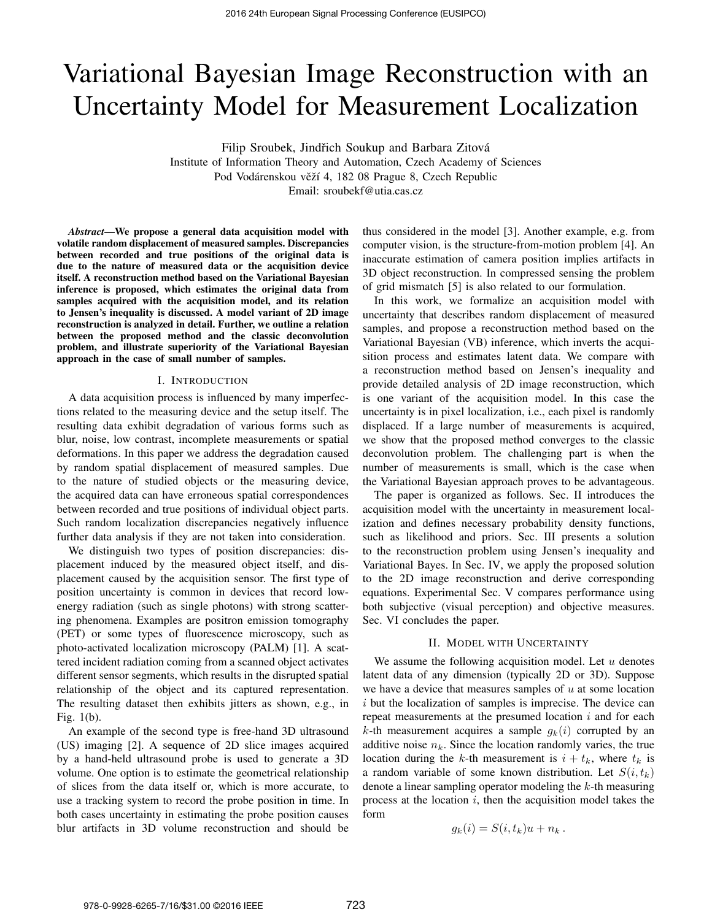# Variational Bayesian Image Reconstruction with an Uncertainty Model for Measurement Localization

Filip Sroubek, Jindřich Soukup and Barbara Zitová
Institute of Information Theory and Automation, Czech Academy of Sciences
Pod Vodárenskou věží 4, 182 08 Prague 8, Czech Republic
Email: sroubekf@utia.cas.cz

***Abstract*—We propose a general data acquisition model with volatile random displacement of measured samples. Discrepancies between recorded and true positions of the original data is due to the nature of measured data or the acquisition device itself. A reconstruction method based on the Variational Bayesian inference is proposed, which estimates the original data from samples acquired with the acquisition model, and its relation to Jensen's inequality is discussed. A model variant of 2D image reconstruction is analyzed in detail. Further, we outline a relation between the proposed method and the classic deconvolution problem, and illustrate superiority of the Variational Bayesian approach in the case of small number of samples.**

## I. Introduction

A data acquisition process is influenced by many imperfections related to the measuring device and the setup itself. The resulting data exhibit degradation of various forms such as blur, noise, low contrast, incomplete measurements or spatial deformations. In this paper we address the degradation caused by random spatial displacement of measured samples. Due to the nature of studied objects or the measuring device, the acquired data can have erroneous spatial correspondences between recorded and true positions of individual object parts. Such random localization discrepancies negatively influence further data analysis if they are not taken into consideration.

We distinguish two types of position discrepancies: displacement induced by the measured object itself, and displacement caused by the acquisition sensor. The first type of position uncertainty is common in devices that record low-energy radiation (such as single photons) with strong scattering phenomena. Examples are positron emission tomography (PET) or some types of fluorescence microscopy, such as photo-activated localization microscopy (PALM) [1]. A scattered incident radiation coming from a scanned object activates different sensor segments, which results in the disrupted spatial relationship of the object and its captured representation. The resulting dataset then exhibits jitters as shown, e.g., in Fig. 1(b).

An example of the second type is free-hand 3D ultrasound (US) imaging [2]. A sequence of 2D slice images acquired by a hand-held ultrasound probe is used to generate a 3D volume. One option is to estimate the geometrical relationship of slices from the data itself or, which is more accurate, to use a tracking system to record the probe position in time. In both cases uncertainty in estimating the probe position causes blur artifacts in 3D volume reconstruction and should be thus considered in the model [3]. Another example, e.g. from computer vision, is the structure-from-motion problem [4]. An inaccurate estimation of camera position implies artifacts in 3D object reconstruction. In compressed sensing the problem of grid mismatch [5] is also related to our formulation.

In this work, we formalize an acquisition model with uncertainty that describes random displacement of measured samples, and propose a reconstruction method based on the Variational Bayesian (VB) inference, which inverts the acquisition process and estimates latent data. We compare with a reconstruction method based on Jensen's inequality and provide detailed analysis of 2D image reconstruction, which is one variant of the acquisition model. In this case the uncertainty is in pixel localization, i.e., each pixel is randomly displaced. If a large number of measurements is acquired, we show that the proposed method converges to the classic deconvolution problem. The challenging part is when the number of measurements is small, which is the case when the Variational Bayesian approach proves to be advantageous.

The paper is organized as follows. Sec. II introduces the acquisition model with the uncertainty in measurement localization and defines necessary probability density functions, such as likelihood and priors. Sec. III presents a solution to the reconstruction problem using Jensen's inequality and Variational Bayes. In Sec. IV, we apply the proposed solution to the 2D image reconstruction and derive corresponding equations. Experimental Sec. V compares performance using both subjective (visual perception) and objective measures. Sec. VI concludes the paper.

## II. Model with Uncertainty

We assume the following acquisition model. Let $u$ denotes latent data of any dimension (typically 2D or 3D). Suppose we have a device that measures samples of $u$ at some location $i$ but the localization of samples is imprecise. The device can repeat measurements at the presumed location $i$ and for each $k$-th measurement acquires a sample $g_k(i)$ corrupted by an additive noise $n_k$. Since the location randomly varies, the true location during the $k$-th measurement is $i + t_k$, where $t_k$ is a random variable of some known distribution. Let $S(i, t_k)$ denote a linear sampling operator modeling the $k$-th measuring process at the location $i$, then the acquisition model takes the form

$$g_k(i) = S(i, t_k)u + n_k \, .$$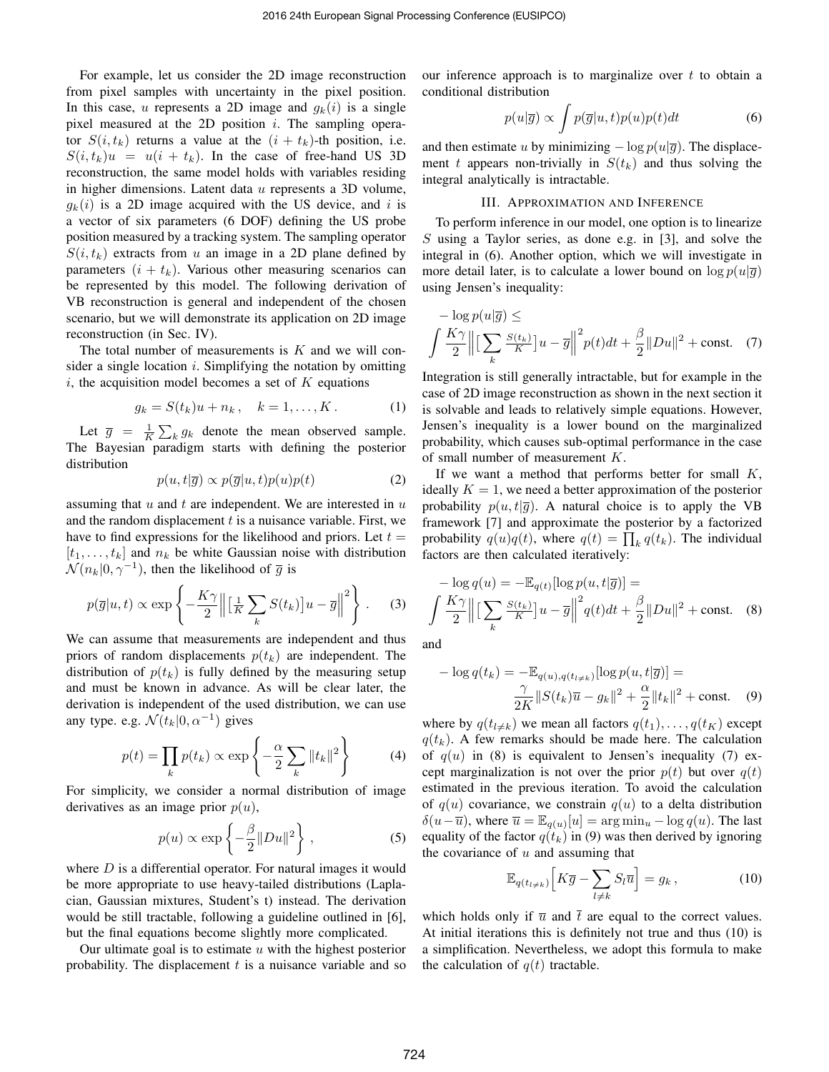For example, let us consider the 2D image reconstruction from pixel samples with uncertainty in the pixel position. In this case, $u$ represents a 2D image and $g_k(i)$ is a single pixel measured at the 2D position $i$. The sampling operator $S(i, t_k)$ returns a value at the $(i + t_k)$-th position, i.e. $S(i, t_k)u = u(i + t_k)$. In the case of free-hand US 3D reconstruction, the same model holds with variables residing in higher dimensions. Latent data $u$ represents a 3D volume, $g_k(i)$ is a 2D image acquired with the US device, and $i$ is a vector of six parameters (6 DOF) defining the US probe position measured by a tracking system. The sampling operator $S(i, t_k)$ extracts from $u$ an image in a 2D plane defined by parameters $(i + t_k)$. Various other measuring scenarios can be represented by this model. The following derivation of VB reconstruction is general and independent of the chosen scenario, but we will demonstrate its application on 2D image reconstruction (in Sec. IV).

The total number of measurements is $K$ and we will consider a single location $i$. Simplifying the notation by omitting $i$, the acquisition model becomes a set of $K$ equations

$$g_k = S(t_k)u + n_k \,, \quad k = 1, \dots, K \,. \tag{1}$$

Let $\overline{g} = \frac{1}{K}\sum_k g_k$ denote the mean observed sample. The Bayesian paradigm starts with defining the posterior distribution

$$p(u, t|\overline{g}) \propto p(\overline{g}|u, t)p(u)p(t) \tag{2}$$

assuming that $u$ and $t$ are independent. We are interested in $u$ and the random displacement $t$ is a nuisance variable. First, we have to find expressions for the likelihood and priors. Let $t = [t_1, \dots, t_k]$ and $n_k$ be white Gaussian noise with distribution $\mathcal{N}(n_k|0, \gamma^{-1})$, then the likelihood of $\overline{g}$ is

$$p(\overline{g}|u, t) \propto \exp\left\{ -\frac{K\gamma}{2} \Big\| \big[ \tfrac{1}{K} \sum_k S(t_k) \big] u - \overline{g} \Big\|^2 \right\} . \tag{3}$$

We can assume that measurements are independent and thus priors of random displacements $p(t_k)$ are independent. The distribution of $p(t_k)$ is fully defined by the measuring setup and must be known in advance. As will be clear later, the derivation is independent of the used distribution, we can use any type. e.g. $\mathcal{N}(t_k|0, \alpha^{-1})$ gives

$$p(t) = \prod_k p(t_k) \propto \exp\left\{ -\frac{\alpha}{2} \sum_k \|t_k\|^2 \right\} \tag{4}$$

For simplicity, we consider a normal distribution of image derivatives as an image prior $p(u)$,

$$p(u) \propto \exp\left\{ -\frac{\beta}{2} \|Du\|^2 \right\} , \tag{5}$$

where $D$ is a differential operator. For natural images it would be more appropriate to use heavy-tailed distributions (Laplacian, Gaussian mixtures, Student's t) instead. The derivation would be still tractable, following a guideline outlined in [6], but the final equations become slightly more complicated.

Our ultimate goal is to estimate $u$ with the highest posterior probability. The displacement $t$ is a nuisance variable and so our inference approach is to marginalize over $t$ to obtain a conditional distribution

$$p(u|\overline{g}) \propto \int p(\overline{g}|u, t)p(u)p(t)dt \tag{6}$$

and then estimate $u$ by minimizing $-\log p(u|\overline{g})$. The displacement $t$ appears non-trivially in $S(t_k)$ and thus solving the integral analytically is intractable.

## III. Approximation and Inference

To perform inference in our model, one option is to linearize $S$ using a Taylor series, as done e.g. in [3], and solve the integral in (6). Another option, which we will investigate in more detail later, is to calculate a lower bound on $\log p(u|\overline{g})$ using Jensen's inequality:

$$-\log p(u|\overline{g}) \leq \int \frac{K\gamma}{2} \Big\| \big[ \sum_k \tfrac{S(t_k)}{K} \big] u - \overline{g} \Big\|^2 p(t)dt + \frac{\beta}{2}\|Du\|^2 + \text{const.} \tag{7}$$

Integration is still generally intractable, but for example in the case of 2D image reconstruction as shown in the next section it is solvable and leads to relatively simple equations. However, Jensen's inequality is a lower bound on the marginalized probability, which causes sub-optimal performance in the case of small number of measurement $K$.

If we want a method that performs better for small $K$, ideally $K = 1$, we need a better approximation of the posterior probability $p(u, t|\overline{g})$. A natural choice is to apply the VB framework [7] and approximate the posterior by a factorized probability $q(u)q(t)$, where $q(t) = \prod_k q(t_k)$. The individual factors are then calculated iteratively:

$$-\log q(u) = -\mathbb{E}_{q(t)}[\log p(u, t|\overline{g})] = \int \frac{K\gamma}{2} \Big\| \big[ \sum_k \tfrac{S(t_k)}{K} \big] u - \overline{g} \Big\|^2 q(t)dt + \frac{\beta}{2}\|Du\|^2 + \text{const.} \tag{8}$$

and

$$-\log q(t_k) = -\mathbb{E}_{q(u), q(t_{l\neq k})}[\log p(u, t|\overline{g})] = \frac{\gamma}{2K}\|S(t_k)\overline{u} - g_k\|^2 + \frac{\alpha}{2}\|t_k\|^2 + \text{const.} \tag{9}$$

where by $q(t_{l\neq k})$ we mean all factors $q(t_1), \dots, q(t_K)$ except $q(t_k)$. A few remarks should be made here. The calculation of $q(u)$ in (8) is equivalent to Jensen's inequality (7) except marginalization is not over the prior $p(t)$ but over $q(t)$ estimated in the previous iteration. To avoid the calculation of $q(u)$ covariance, we constrain $q(u)$ to a delta distribution $\delta(u - \overline{u})$, where $\overline{u} = \mathbb{E}_{q(u)}[u] = \arg\min_u -\log q(u)$. The last equality of the factor $q(t_k)$ in (9) was then derived by ignoring the covariance of $u$ and assuming that

$$\mathbb{E}_{q(t_{l\neq k})}\Big[ K\overline{g} - \sum_{l\neq k} S_l \overline{u} \Big] = g_k \,, \tag{10}$$

which holds only if $\overline{u}$ and $\overline{t}$ are equal to the correct values. At initial iterations this is definitely not true and thus (10) is a simplification. Nevertheless, we adopt this formula to make the calculation of $q(t)$ tractable.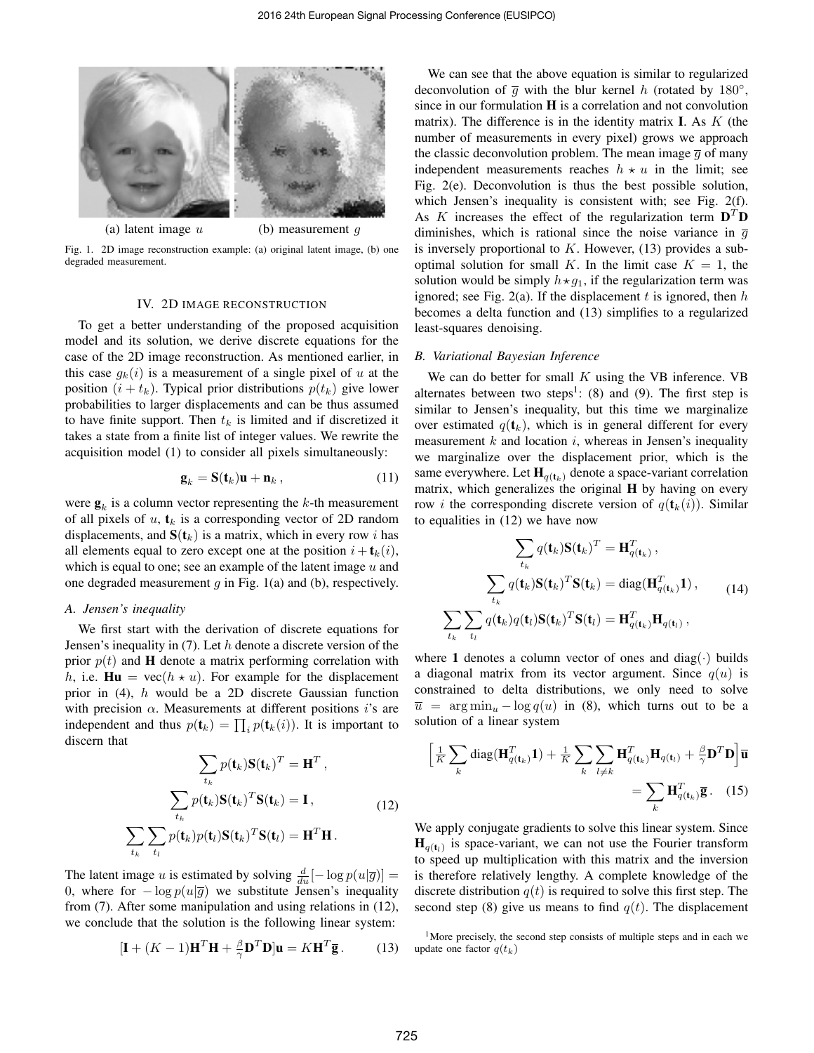(a) latent image $u$ (b) measurement $g$

Fig. 1. 2D image reconstruction example: (a) original latent image, (b) one degraded measurement.

## IV. 2D IMAGE RECONSTRUCTION

To get a better understanding of the proposed acquisition model and its solution, we derive discrete equations for the case of the 2D image reconstruction. As mentioned earlier, in this case $g_k(i)$ is a measurement of a single pixel of $u$ at the position $(i + t_k)$. Typical prior distributions $p(t_k)$ give lower probabilities to larger displacements and can be thus assumed to have finite support. Then $t_k$ is limited and if discretized it takes a state from a finite list of integer values. We rewrite the acquisition model (1) to consider all pixels simultaneously:

$$\mathbf{g}_k = \mathbf{S}(\mathbf{t}_k)\mathbf{u} + \mathbf{n}_k\,, \tag{11}$$

were $\mathbf{g}_k$ is a column vector representing the $k$-th measurement of all pixels of $u$, $\mathbf{t}_k$ is a corresponding vector of 2D random displacements, and $\mathbf{S}(\mathbf{t}_k)$ is a matrix, which in every row $i$ has all elements equal to zero except one at the position $i+\mathbf{t}_k(i)$, which is equal to one; see an example of the latent image $u$ and one degraded measurement $g$ in Fig. 1(a) and (b), respectively.

### A. Jensen's inequality

We first start with the derivation of discrete equations for Jensen's inequality in (7). Let $h$ denote a discrete version of the prior $p(t)$ and $\mathbf{H}$ denote a matrix performing correlation with $h$, i.e. $\mathbf{Hu} = \mathrm{vec}(h \star u)$. For example for the displacement prior in (4), $h$ would be a 2D discrete Gaussian function with precision $\alpha$. Measurements at different positions $i$'s are independent and thus $p(\mathbf{t}_k) = \prod_i p(\mathbf{t}_k(i))$. It is important to discern that

$$\begin{aligned}
\sum_{t_k} p(\mathbf{t}_k)\mathbf{S}(\mathbf{t}_k)^T &= \mathbf{H}^T\,, \\
\sum_{t_k} p(\mathbf{t}_k)\mathbf{S}(\mathbf{t}_k)^T\mathbf{S}(\mathbf{t}_k) &= \mathbf{I}\,, \\
\sum_{t_k}\sum_{t_l} p(\mathbf{t}_k)p(\mathbf{t}_l)\mathbf{S}(\mathbf{t}_k)^T\mathbf{S}(\mathbf{t}_l) &= \mathbf{H}^T\mathbf{H}\,.
\end{aligned} \tag{12}$$

The latent image $u$ is estimated by solving $\frac{d}{du}[-\log p(u|\overline{g})] = 0$, where for $-\log p(u|\overline{g})$ we substitute Jensen's inequality from (7). After some manipulation and using relations in (12), we conclude that the solution is the following linear system:

$$[\mathbf{I} + (K-1)\mathbf{H}^T\mathbf{H} + \tfrac{\beta}{\gamma}\mathbf{D}^T\mathbf{D}]\mathbf{u} = K\mathbf{H}^T\overline{\mathbf{g}}\,. \tag{13}$$

We can see that the above equation is similar to regularized deconvolution of $\overline{g}$ with the blur kernel $h$ (rotated by $180°$, since in our formulation $\mathbf{H}$ is a correlation and not convolution matrix). The difference is in the identity matrix $\mathbf{I}$. As $K$ (the number of measurements in every pixel) grows we approach the classic deconvolution problem. The mean image $\overline{g}$ of many independent measurements reaches $h \star u$ in the limit; see Fig. 2(e). Deconvolution is thus the best possible solution, which Jensen's inequality is consistent with; see Fig. 2(f). As $K$ increases the effect of the regularization term $\mathbf{D}^T\mathbf{D}$ diminishes, which is rational since the noise variance in $\overline{g}$ is inversely proportional to $K$. However, (13) provides a sub-optimal solution for small $K$. In the limit case $K = 1$, the solution would be simply $h \star g_1$, if the regularization term was ignored; see Fig. 2(a). If the displacement $t$ is ignored, then $h$ becomes a delta function and (13) simplifies to a regularized least-squares denoising.

### B. Variational Bayesian Inference

We can do better for small $K$ using the VB inference. VB alternates between two steps[1]: (8) and (9). The first step is similar to Jensen's inequality, but this time we marginalize over estimated $q(\mathbf{t}_k)$, which is in general different for every measurement $k$ and location $i$, whereas in Jensen's inequality we marginalize over the displacement prior, which is the same everywhere. Let $\mathbf{H}_{q(\mathbf{t}_k)}$ denote a space-variant correlation matrix, which generalizes the original $\mathbf{H}$ by having on every row $i$ the corresponding discrete version of $q(\mathbf{t}_k(i))$. Similar to equalities in (12) we have now

$$\begin{aligned}
\sum_{t_k} q(\mathbf{t}_k)\mathbf{S}(\mathbf{t}_k)^T &= \mathbf{H}^T_{q(\mathbf{t}_k)}\,, \\
\sum_{t_k} q(\mathbf{t}_k)\mathbf{S}(\mathbf{t}_k)^T\mathbf{S}(\mathbf{t}_k) &= \mathrm{diag}(\mathbf{H}^T_{q(\mathbf{t}_k)}\mathbf{1})\,, \\
\sum_{t_k}\sum_{t_l} q(\mathbf{t}_k)q(\mathbf{t}_l)\mathbf{S}(\mathbf{t}_k)^T\mathbf{S}(\mathbf{t}_l) &= \mathbf{H}^T_{q(\mathbf{t}_k)}\mathbf{H}_{q(\mathbf{t}_l)}\,,
\end{aligned} \tag{14}$$

where $\mathbf{1}$ denotes a column vector of ones and $\mathrm{diag}(\cdot)$ builds a diagonal matrix from its vector argument. Since $q(u)$ is constrained to delta distributions, we only need to solve $\overline{u} = \arg\min_u -\log q(u)$ in (8), which turns out to be a solution of a linear system

$$\Big[\tfrac{1}{K}\sum_k \mathrm{diag}(\mathbf{H}^T_{q(\mathbf{t}_k)}\mathbf{1}) + \tfrac{1}{K}\sum_k\sum_{l\neq k}\mathbf{H}^T_{q(\mathbf{t}_k)}\mathbf{H}_{q(\mathbf{t}_l)} + \tfrac{\beta}{\gamma}\mathbf{D}^T\mathbf{D}\Big]\overline{\mathbf{u}} = \sum_k \mathbf{H}^T_{q(\mathbf{t}_k)}\overline{\mathbf{g}}\,. \tag{15}$$

We apply conjugate gradients to solve this linear system. Since $\mathbf{H}_{q(\mathbf{t}_l)}$ is space-variant, we can not use the Fourier transform to speed up multiplication with this matrix and the inversion is therefore relatively lengthy. A complete knowledge of the discrete distribution $q(t)$ is required to solve this first step. The second step (8) give us means to find $q(t)$. The displacement

[1] More precisely, the second step consists of multiple steps and in each we update one factor $q(\mathbf{t}_k)$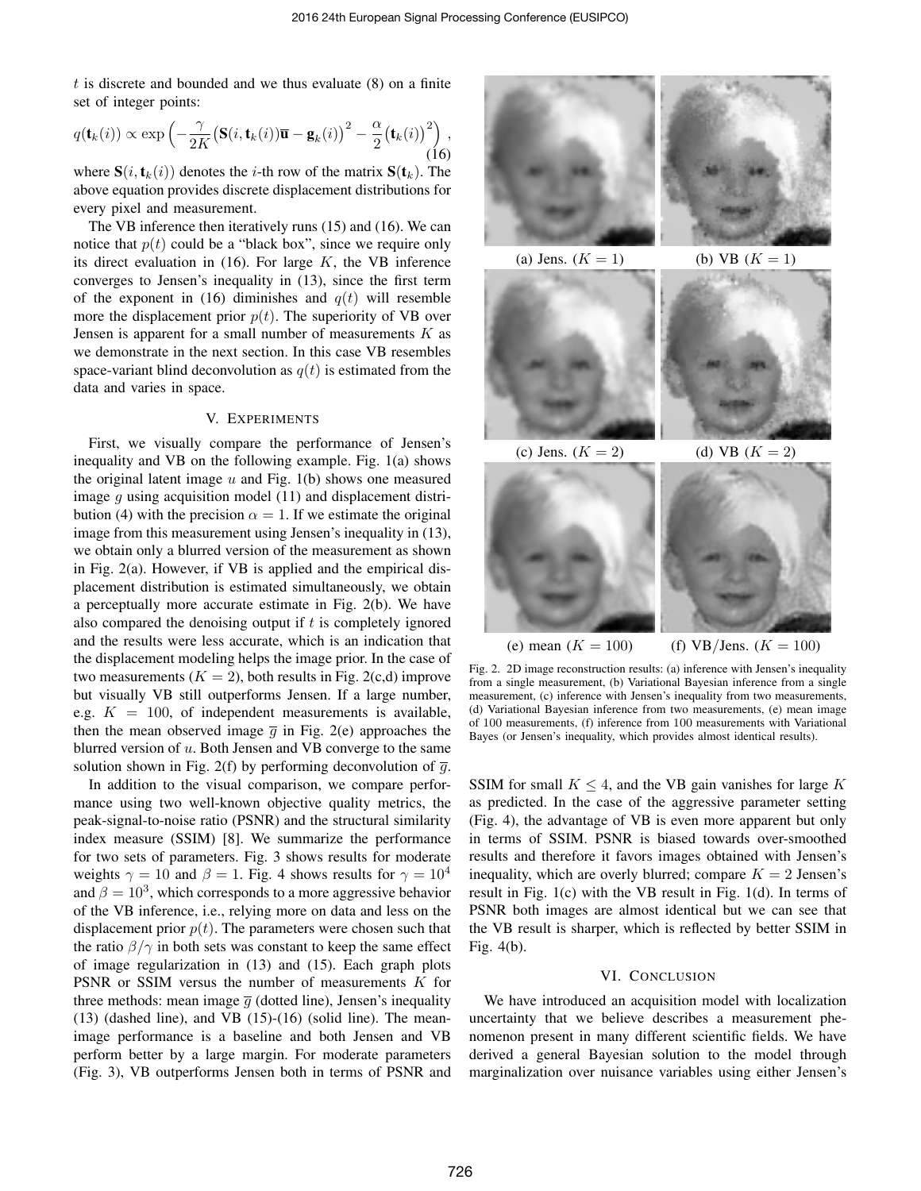$t$ is discrete and bounded and we thus evaluate (8) on a finite set of integer points:

$$q(\mathbf{t}_k(i)) \propto \exp\left(-\frac{\gamma}{2K}\big(\mathbf{S}(i,\mathbf{t}_k(i))\overline{\mathbf{u}} - \mathbf{g}_k(i)\big)^2 - \frac{\alpha}{2}\big(\mathbf{t}_k(i)\big)^2\right), \tag{16}$$

where $\mathbf{S}(i,\mathbf{t}_k(i))$ denotes the $i$-th row of the matrix $\mathbf{S}(\mathbf{t}_k)$. The above equation provides discrete displacement distributions for every pixel and measurement.

The VB inference then iteratively runs (15) and (16). We can notice that $p(t)$ could be a "black box", since we require only its direct evaluation in (16). For large $K$, the VB inference converges to Jensen's inequality in (13), since the first term of the exponent in (16) diminishes and $q(t)$ will resemble more the displacement prior $p(t)$. The superiority of VB over Jensen is apparent for a small number of measurements $K$ as we demonstrate in the next section. In this case VB resembles space-variant blind deconvolution as $q(t)$ is estimated from the data and varies in space.

## V. Experiments

First, we visually compare the performance of Jensen's inequality and VB on the following example. Fig. 1(a) shows the original latent image $u$ and Fig. 1(b) shows one measured image $g$ using acquisition model (11) and displacement distribution (4) with the precision $\alpha = 1$. If we estimate the original image from this measurement using Jensen's inequality in (13), we obtain only a blurred version of the measurement as shown in Fig. 2(a). However, if VB is applied and the empirical displacement distribution is estimated simultaneously, we obtain a perceptually more accurate estimate in Fig. 2(b). We have also compared the denoising output if $t$ is completely ignored and the results were less accurate, which is an indication that the displacement modeling helps the image prior. In the case of two measurements ($K = 2$), both results in Fig. 2(c,d) improve but visually VB still outperforms Jensen. If a large number, e.g. $K = 100$, of independent measurements is available, then the mean observed image $\overline{g}$ in Fig. 2(e) approaches the blurred version of $u$. Both Jensen and VB converge to the same solution shown in Fig. 2(f) by performing deconvolution of $\overline{g}$.

In addition to the visual comparison, we compare performance using two well-known objective quality metrics, the peak-signal-to-noise ratio (PSNR) and the structural similarity index measure (SSIM) [8]. We summarize the performance for two sets of parameters. Fig. 3 shows results for moderate weights $\gamma = 10$ and $\beta = 1$. Fig. 4 shows results for $\gamma = 10^4$ and $\beta = 10^3$, which corresponds to a more aggressive behavior of the VB inference, i.e., relying more on data and less on the displacement prior $p(t)$. The parameters were chosen such that the ratio $\beta/\gamma$ in both sets was constant to keep the same effect of image regularization in (13) and (15). Each graph plots PSNR or SSIM versus the number of measurements $K$ for three methods: mean image $\overline{g}$ (dotted line), Jensen's inequality (13) (dashed line), and VB (15)-(16) (solid line). The mean-image performance is a baseline and both Jensen and VB perform better by a large margin. For moderate parameters (Fig. 3), VB outperforms Jensen both in terms of PSNR and SSIM for small $K \leq 4$, and the VB gain vanishes for large $K$ as predicted. In the case of the aggressive parameter setting (Fig. 4), the advantage of VB is even more apparent but only in terms of SSIM. PSNR is biased towards over-smoothed results and therefore it favors images obtained with Jensen's inequality, which are overly blurred; compare $K = 2$ Jensen's result in Fig. 1(c) with the VB result in Fig. 1(d). In terms of PSNR both images are almost identical but we can see that the VB result is sharper, which is reflected by better SSIM in Fig. 4(b).

(a) Jens. ($K = 1$) (b) VB ($K = 1$)

(c) Jens. ($K = 2$) (d) VB ($K = 2$)

(e) mean ($K = 100$) (f) VB/Jens. ($K = 100$)

Fig. 2. 2D image reconstruction results: (a) inference with Jensen's inequality from a single measurement, (b) Variational Bayesian inference from a single measurement, (c) inference with Jensen's inequality from two measurements, (d) Variational Bayesian inference from two measurements, (e) mean image of 100 measurements, (f) inference from 100 measurements with Variational Bayes (or Jensen's inequality, which provides almost identical results).

## VI. Conclusion

We have introduced an acquisition model with localization uncertainty that we believe describes a measurement phenomenon present in many different scientific fields. We have derived a general Bayesian solution to the model through marginalization over nuisance variables using either Jensen's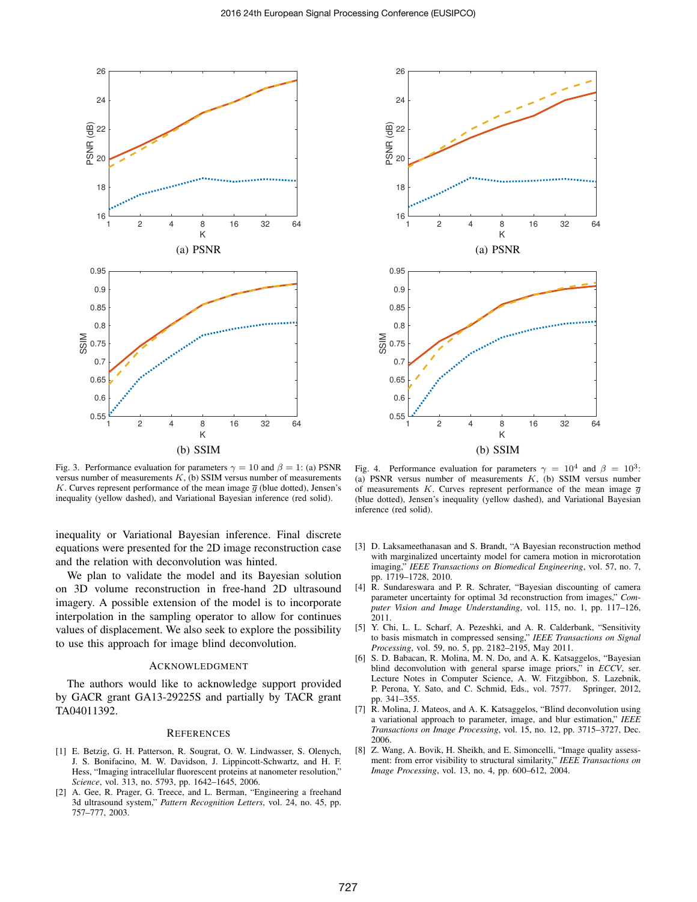26
24
22
20
18
16
PSNR (dB)
1
2
4
8
16
32
64
K

(a) PSNR

0.95
0.9
0.85
0.8
0.75
0.7
0.65
0.6
0.55
SSIM
1
2
4
8
16
32
64
K

(b) SSIM

Fig. 3. Performance evaluation for parameters $\gamma = 10$ and $\beta = 1$: (a) PSNR versus number of measurements $K$, (b) SSIM versus number of measurements $K$. Curves represent performance of the mean image $\overline{g}$ (blue dotted), Jensen's inequality (yellow dashed), and Variational Bayesian inference (red solid).

26
24
22
20
18
16
PSNR (dB)
1
2
4
8
16
32
64
K

(a) PSNR

0.95
0.9
0.85
0.8
0.75
0.7
0.65
0.6
0.55
SSIM
1
2
4
8
16
32
64
K

(b) SSIM

Fig. 4. Performance evaluation for parameters $\gamma = 10^4$ and $\beta = 10^3$: (a) PSNR versus number of measurements $K$, (b) SSIM versus number of measurements $K$. Curves represent performance of the mean image $\overline{g}$ (blue dotted), Jensen's inequality (yellow dashed), and Variational Bayesian inference (red solid).

inequality or Variational Bayesian inference. Final discrete equations were presented for the 2D image reconstruction case and the relation with deconvolution was hinted.

We plan to validate the model and its Bayesian solution on 3D volume reconstruction in free-hand 2D ultrasound imagery. A possible extension of the model is to incorporate interpolation in the sampling operator to allow for continues values of displacement. We also seek to explore the possibility to use this approach for image blind deconvolution.

## Acknowledgment

The authors would like to acknowledge support provided by GACR grant GA13-29225S and partially by TACR grant TA04011392.

## References

[1] E. Betzig, G. H. Patterson, R. Sougrat, O. W. Lindwasser, S. Olenych, J. S. Bonifacino, M. W. Davidson, J. Lippincott-Schwartz, and H. F. Hess, "Imaging intracellular fluorescent proteins at nanometer resolution," *Science*, vol. 313, no. 5793, pp. 1642–1645, 2006.

[2] A. Gee, R. Prager, G. Treece, and L. Berman, "Engineering a freehand 3d ultrasound system," *Pattern Recognition Letters*, vol. 24, no. 45, pp. 757–777, 2003.

[3] D. Laksameethanasan and S. Brandt, "A Bayesian reconstruction method with marginalized uncertainty model for camera motion in microrotation imaging," *IEEE Transactions on Biomedical Engineering*, vol. 57, no. 7, pp. 1719–1728, 2010.

[4] R. Sundareswara and P. R. Schrater, "Bayesian discounting of camera parameter uncertainty for optimal 3d reconstruction from images," *Computer Vision and Image Understanding*, vol. 115, no. 1, pp. 117–126, 2011.

[5] Y. Chi, L. L. Scharf, A. Pezeshki, and A. R. Calderbank, "Sensitivity to basis mismatch in compressed sensing," *IEEE Transactions on Signal Processing*, vol. 59, no. 5, pp. 2182–2195, May 2011.

[6] S. D. Babacan, R. Molina, M. N. Do, and A. K. Katsaggelos, "Bayesian blind deconvolution with general sparse image priors," in *ECCV*, ser. Lecture Notes in Computer Science, A. W. Fitzgibbon, S. Lazebnik, P. Perona, Y. Sato, and C. Schmid, Eds., vol. 7577. Springer, 2012, pp. 341–355.

[7] R. Molina, J. Mateos, and A. K. Katsaggelos, "Blind deconvolution using a variational approach to parameter, image, and blur estimation," *IEEE Transactions on Image Processing*, vol. 15, no. 12, pp. 3715–3727, Dec. 2006.

[8] Z. Wang, A. Bovik, H. Sheikh, and E. Simoncelli, "Image quality assessment: from error visibility to structural similarity," *IEEE Transactions on Image Processing*, vol. 13, no. 4, pp. 600–612, 2004.